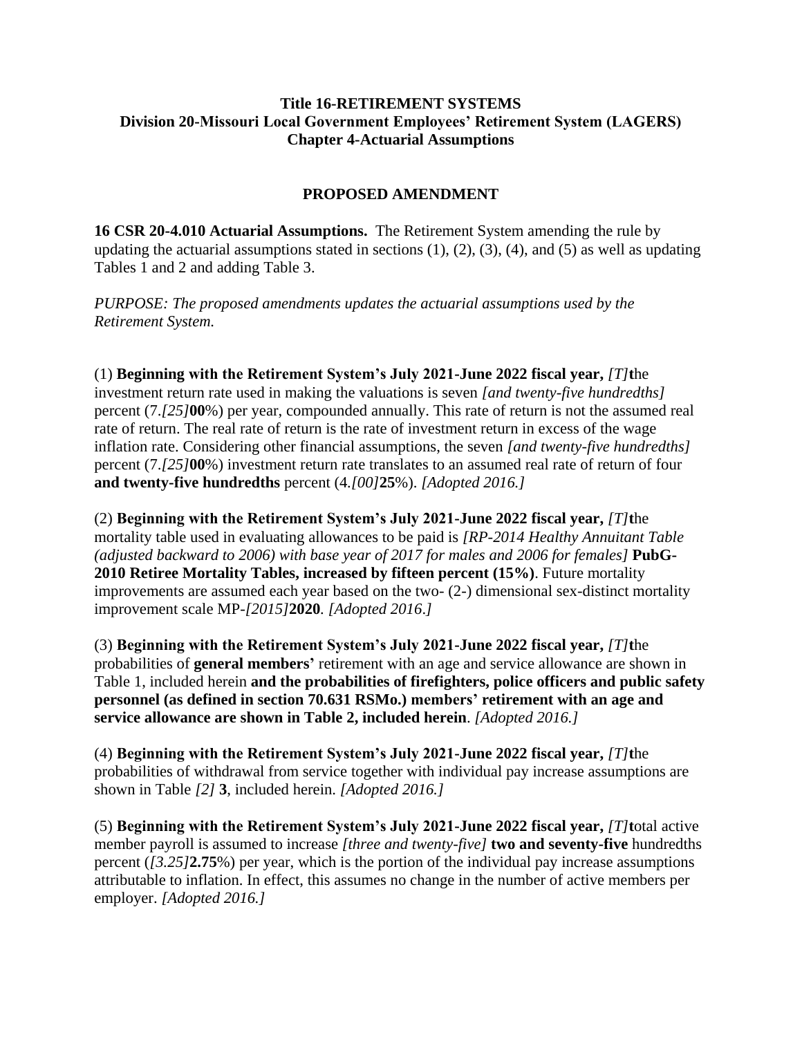**Title 16-RETIREMENT SYSTEMS**
**Division 20-Missouri Local Government Employees' Retirement System (LAGERS)**
**Chapter 4-Actuarial Assumptions**

**PROPOSED AMENDMENT**

**16 CSR 20-4.010 Actuarial Assumptions.** The Retirement System amending the rule by updating the actuarial assumptions stated in sections (1), (2), (3), (4), and (5) as well as updating Tables 1 and 2 and adding Table 3.

*PURPOSE: The proposed amendments updates the actuarial assumptions used by the Retirement System.*

(1) **Beginning with the Retirement System's July 2021-June 2022 fiscal year,** *[T]***t**he investment return rate used in making the valuations is seven *[and twenty-five hundredths]* percent (7.*[25]***00**%) per year, compounded annually. This rate of return is not the assumed real rate of return. The real rate of return is the rate of investment return in excess of the wage inflation rate. Considering other financial assumptions, the seven *[and twenty-five hundredths]* percent (7.*[25]***00**%) investment return rate translates to an assumed real rate of return of four **and twenty-five hundredths** percent (4.*[00]***25**%). *[Adopted 2016.]*

(2) **Beginning with the Retirement System's July 2021-June 2022 fiscal year,** *[T]***t**he mortality table used in evaluating allowances to be paid is *[RP-2014 Healthy Annuitant Table (adjusted backward to 2006) with base year of 2017 for males and 2006 for females]* **PubG-2010 Retiree Mortality Tables, increased by fifteen percent (15%)**. Future mortality improvements are assumed each year based on the two- (2-) dimensional sex-distinct mortality improvement scale MP-*[2015]***2020**. *[Adopted 2016.]*

(3) **Beginning with the Retirement System's July 2021-June 2022 fiscal year,** *[T]***t**he probabilities of **general members'** retirement with an age and service allowance are shown in Table 1, included herein **and the probabilities of firefighters, police officers and public safety personnel (as defined in section 70.631 RSMo.) members' retirement with an age and service allowance are shown in Table 2, included herein**. *[Adopted 2016.]*

(4) **Beginning with the Retirement System's July 2021-June 2022 fiscal year,** *[T]***t**he probabilities of withdrawal from service together with individual pay increase assumptions are shown in Table *[2]* **3**, included herein. *[Adopted 2016.]*

(5) **Beginning with the Retirement System's July 2021-June 2022 fiscal year,** *[T]***t**otal active member payroll is assumed to increase *[three and twenty-five]* **two and seventy-five** hundredths percent (*[3.25]***2.75**%) per year, which is the portion of the individual pay increase assumptions attributable to inflation. In effect, this assumes no change in the number of active members per employer. *[Adopted 2016.]*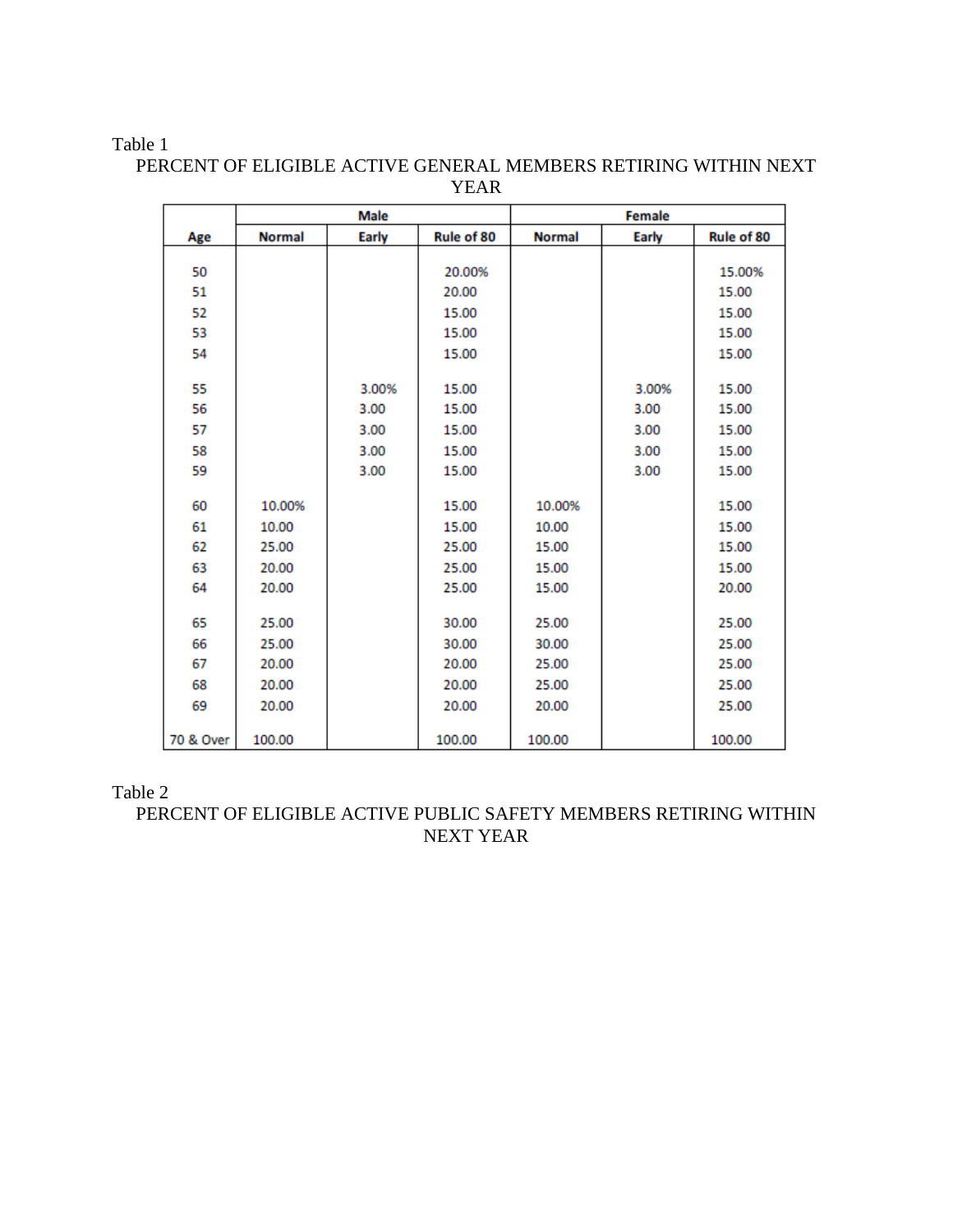Table 1

PERCENT OF ELIGIBLE ACTIVE GENERAL MEMBERS RETIRING WITHIN NEXT YEAR

| | Male | | | Female | | |
|---|---|---|---|---|---|---|
| Age | Normal | Early | Rule of 80 | Normal | Early | Rule of 80 |
| 50 | | | 20.00% | | | 15.00% |
| 51 | | | 20.00 | | | 15.00 |
| 52 | | | 15.00 | | | 15.00 |
| 53 | | | 15.00 | | | 15.00 |
| 54 | | | 15.00 | | | 15.00 |
| 55 | | 3.00% | 15.00 | | 3.00% | 15.00 |
| 56 | | 3.00 | 15.00 | | 3.00 | 15.00 |
| 57 | | 3.00 | 15.00 | | 3.00 | 15.00 |
| 58 | | 3.00 | 15.00 | | 3.00 | 15.00 |
| 59 | | 3.00 | 15.00 | | 3.00 | 15.00 |
| 60 | 10.00% | | 15.00 | 10.00% | | 15.00 |
| 61 | 10.00 | | 15.00 | 10.00 | | 15.00 |
| 62 | 25.00 | | 25.00 | 15.00 | | 15.00 |
| 63 | 20.00 | | 25.00 | 15.00 | | 15.00 |
| 64 | 20.00 | | 25.00 | 15.00 | | 20.00 |
| 65 | 25.00 | | 30.00 | 25.00 | | 25.00 |
| 66 | 25.00 | | 30.00 | 30.00 | | 25.00 |
| 67 | 20.00 | | 20.00 | 25.00 | | 25.00 |
| 68 | 20.00 | | 20.00 | 25.00 | | 25.00 |
| 69 | 20.00 | | 20.00 | 20.00 | | 25.00 |
| 70 & Over | 100.00 | | 100.00 | 100.00 | | 100.00 |

Table 2

PERCENT OF ELIGIBLE ACTIVE PUBLIC SAFETY MEMBERS RETIRING WITHIN NEXT YEAR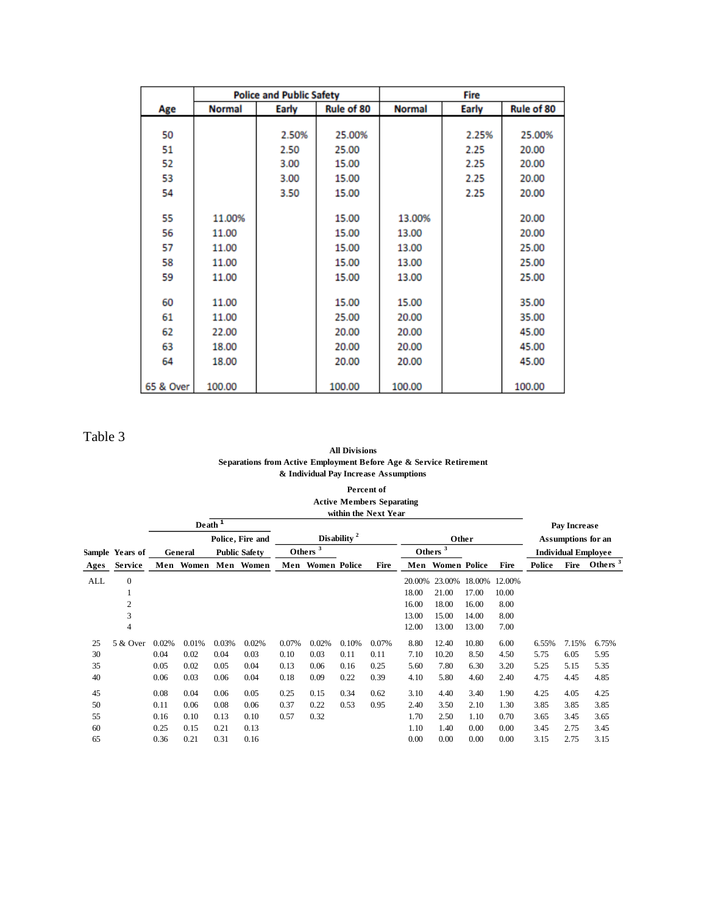| Age | Police and Public Safety | | | Fire | | |
|---|---|---|---|---|---|---|
| | Normal | Early | Rule of 80 | Normal | Early | Rule of 80 |
| 50 | | 2.50% | 25.00% | | 2.25% | 25.00% |
| 51 | | 2.50 | 25.00 | | 2.25 | 20.00 |
| 52 | | 3.00 | 15.00 | | 2.25 | 20.00 |
| 53 | | 3.00 | 15.00 | | 2.25 | 20.00 |
| 54 | | 3.50 | 15.00 | | 2.25 | 20.00 |
| 55 | 11.00% | | 15.00 | 13.00% | | 20.00 |
| 56 | 11.00 | | 15.00 | 13.00 | | 20.00 |
| 57 | 11.00 | | 15.00 | 13.00 | | 25.00 |
| 58 | 11.00 | | 15.00 | 13.00 | | 25.00 |
| 59 | 11.00 | | 15.00 | 13.00 | | 25.00 |
| 60 | 11.00 | | 15.00 | 15.00 | | 35.00 |
| 61 | 11.00 | | 25.00 | 20.00 | | 35.00 |
| 62 | 22.00 | | 20.00 | 20.00 | | 45.00 |
| 63 | 18.00 | | 20.00 | 20.00 | | 45.00 |
| 64 | 18.00 | | 20.00 | 20.00 | | 45.00 |
| 65 & Over | 100.00 | | 100.00 | 100.00 | | 100.00 |

Table 3

**All Divisions**
**Separations from Active Employment Before Age & Service Retirement & Individual Pay Increase Assumptions**

**Percent of Active Members Separating within the Next Year**

| Sample Ages | Years of Service | Death [1] General | | Death [1] Police, Fire and Public Safety | | Disability [2] Others [3] | | Disability [2] | | Other Others [3] | | Other | | Pay Increase Assumptions for an Individual Employee | | |
|---|---|---|---|---|---|---|---|---|---|---|---|---|---|---|---|---|
| | | Men | Women | Men | Women | Men | Women | Police | Fire | Men | Women | Police | Fire | Police | Fire | Others [3] |
| ALL | 0 | | | | | | | | | 20.00% | 23.00% | 18.00% | 12.00% | | | |
| | 1 | | | | | | | | | 18.00 | 21.00 | 17.00 | 10.00 | | | |
| | 2 | | | | | | | | | 16.00 | 18.00 | 16.00 | 8.00 | | | |
| | 3 | | | | | | | | | 13.00 | 15.00 | 14.00 | 8.00 | | | |
| | 4 | | | | | | | | | 12.00 | 13.00 | 13.00 | 7.00 | | | |
| 25 | 5 & Over | 0.02% | 0.01% | 0.03% | 0.02% | 0.07% | 0.02% | 0.10% | 0.07% | 8.80 | 12.40 | 10.80 | 6.00 | 6.55% | 7.15% | 6.75% |
| 30 | | 0.04 | 0.02 | 0.04 | 0.03 | 0.10 | 0.03 | 0.11 | 0.11 | 7.10 | 10.20 | 8.50 | 4.50 | 5.75 | 6.05 | 5.95 |
| 35 | | 0.05 | 0.02 | 0.05 | 0.04 | 0.13 | 0.06 | 0.16 | 0.25 | 5.60 | 7.80 | 6.30 | 3.20 | 5.25 | 5.15 | 5.35 |
| 40 | | 0.06 | 0.03 | 0.06 | 0.04 | 0.18 | 0.09 | 0.22 | 0.39 | 4.10 | 5.80 | 4.60 | 2.40 | 4.75 | 4.45 | 4.85 |
| 45 | | 0.08 | 0.04 | 0.06 | 0.05 | 0.25 | 0.15 | 0.34 | 0.62 | 3.10 | 4.40 | 3.40 | 1.90 | 4.25 | 4.05 | 4.25 |
| 50 | | 0.11 | 0.06 | 0.08 | 0.06 | 0.37 | 0.22 | 0.53 | 0.95 | 2.40 | 3.50 | 2.10 | 1.30 | 3.85 | 3.85 | 3.85 |
| 55 | | 0.16 | 0.10 | 0.13 | 0.10 | 0.57 | 0.32 | | | 1.70 | 2.50 | 1.10 | 0.70 | 3.65 | 3.45 | 3.65 |
| 60 | | 0.25 | 0.15 | 0.21 | 0.13 | | | | | 1.10 | 1.40 | 0.00 | 0.00 | 3.45 | 2.75 | 3.45 |
| 65 | | 0.36 | 0.21 | 0.31 | 0.16 | | | | | 0.00 | 0.00 | 0.00 | 0.00 | 3.15 | 2.75 | 3.15 |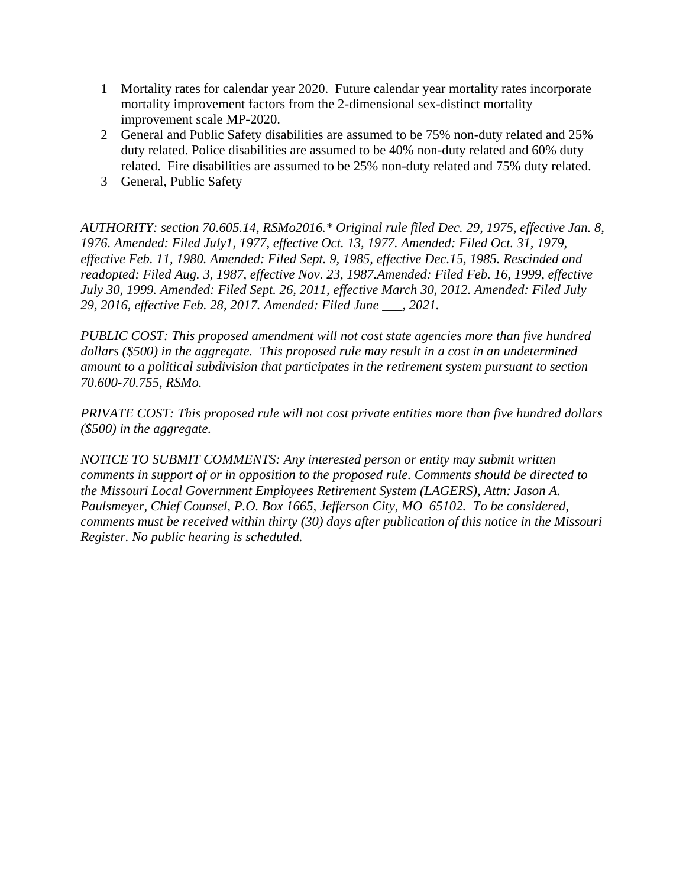1. Mortality rates for calendar year 2020. Future calendar year mortality rates incorporate mortality improvement factors from the 2-dimensional sex-distinct mortality improvement scale MP-2020.
2. General and Public Safety disabilities are assumed to be 75% non-duty related and 25% duty related. Police disabilities are assumed to be 40% non-duty related and 60% duty related. Fire disabilities are assumed to be 25% non-duty related and 75% duty related.
3. General, Public Safety

*AUTHORITY: section 70.605.14, RSMo2016.* Original rule filed Dec. 29, 1975, effective Jan. 8, 1976. Amended: Filed July1, 1977, effective Oct. 13, 1977. Amended: Filed Oct. 31, 1979, effective Feb. 11, 1980. Amended: Filed Sept. 9, 1985, effective Dec.15, 1985. Rescinded and readopted: Filed Aug. 3, 1987, effective Nov. 23, 1987.Amended: Filed Feb. 16, 1999, effective July 30, 1999. Amended: Filed Sept. 26, 2011, effective March 30, 2012. Amended: Filed July 29, 2016, effective Feb. 28, 2017. Amended: Filed June ___, 2021.*

*PUBLIC COST: This proposed amendment will not cost state agencies more than five hundred dollars ($500) in the aggregate. This proposed rule may result in a cost in an undetermined amount to a political subdivision that participates in the retirement system pursuant to section 70.600-70.755, RSMo.*

*PRIVATE COST: This proposed rule will not cost private entities more than five hundred dollars ($500) in the aggregate.*

*NOTICE TO SUBMIT COMMENTS: Any interested person or entity may submit written comments in support of or in opposition to the proposed rule. Comments should be directed to the Missouri Local Government Employees Retirement System (LAGERS), Attn: Jason A. Paulsmeyer, Chief Counsel, P.O. Box 1665, Jefferson City, MO 65102. To be considered, comments must be received within thirty (30) days after publication of this notice in the Missouri Register. No public hearing is scheduled.*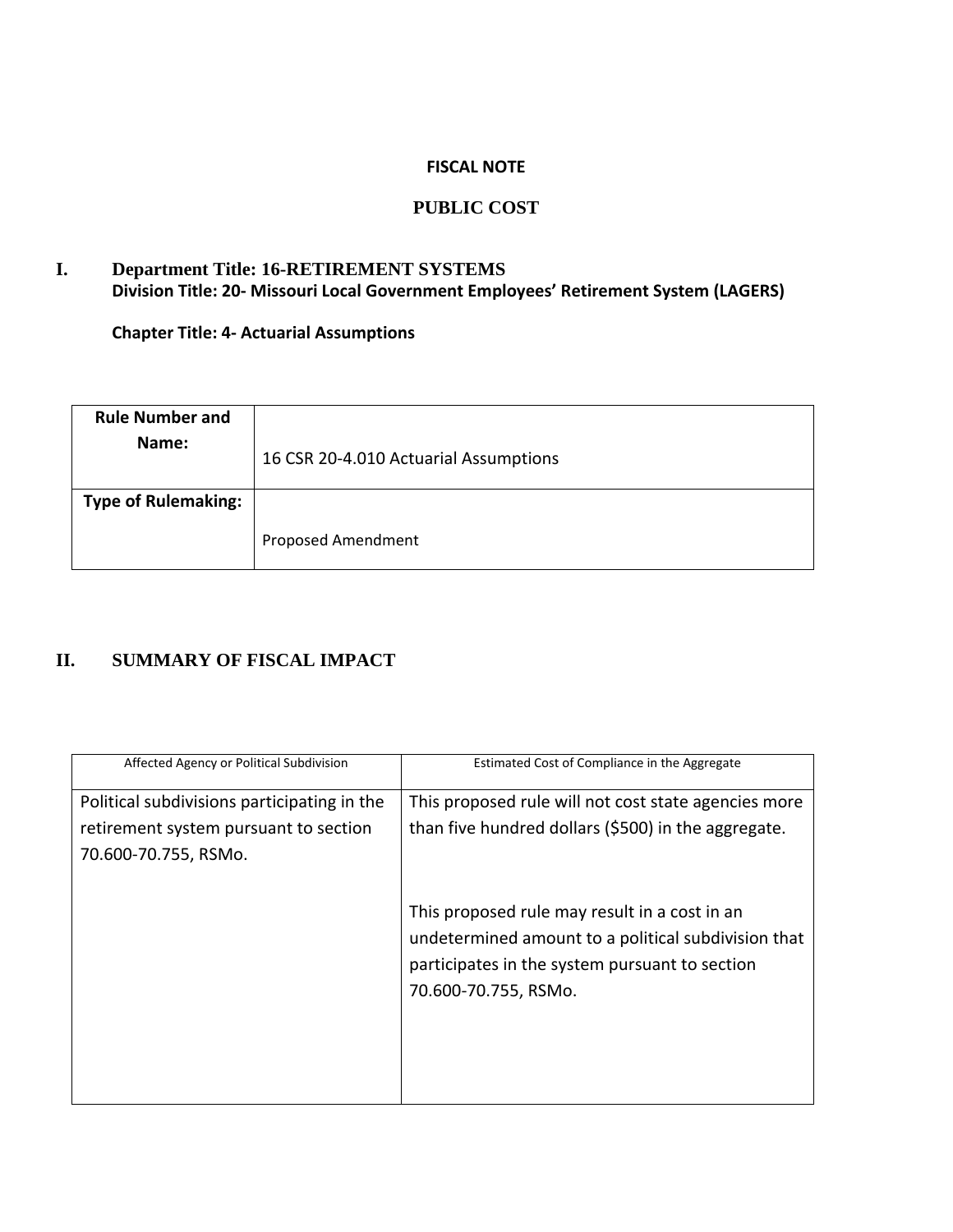**FISCAL NOTE**

**PUBLIC COST**

**I. Department Title: 16-RETIREMENT SYSTEMS**
**Division Title: 20- Missouri Local Government Employees' Retirement System (LAGERS)**

**Chapter Title: 4- Actuarial Assumptions**

| **Rule Number and Name:** | 16 CSR 20-4.010 Actuarial Assumptions |
|---|---|
| **Type of Rulemaking:** | Proposed Amendment |

## II. SUMMARY OF FISCAL IMPACT

| Affected Agency or Political Subdivision | Estimated Cost of Compliance in the Aggregate |
|---|---|
| Political subdivisions participating in the retirement system pursuant to section 70.600-70.755, RSMo. | This proposed rule will not cost state agencies more than five hundred dollars ($500) in the aggregate.<br><br>This proposed rule may result in a cost in an undetermined amount to a political subdivision that participates in the system pursuant to section 70.600-70.755, RSMo. |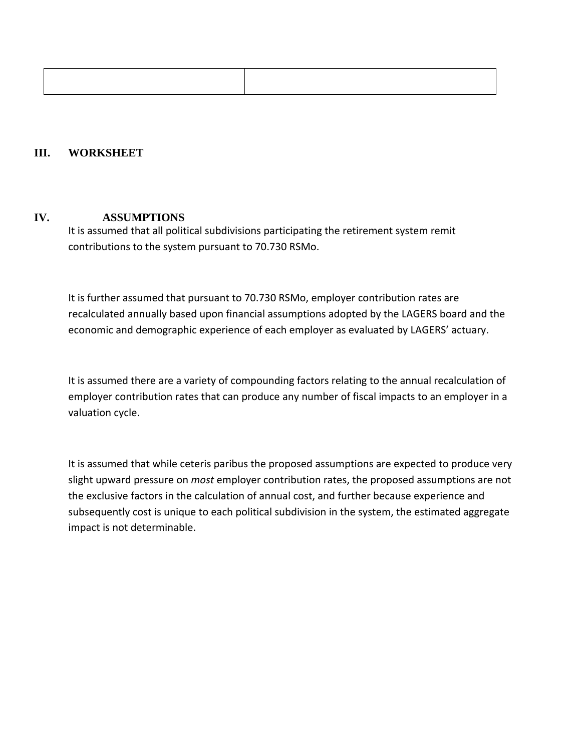| | |
|---|---|
| | |

## III. WORKSHEET

## IV. ASSUMPTIONS

It is assumed that all political subdivisions participating the retirement system remit contributions to the system pursuant to 70.730 RSMo.

It is further assumed that pursuant to 70.730 RSMo, employer contribution rates are recalculated annually based upon financial assumptions adopted by the LAGERS board and the economic and demographic experience of each employer as evaluated by LAGERS' actuary.

It is assumed there are a variety of compounding factors relating to the annual recalculation of employer contribution rates that can produce any number of fiscal impacts to an employer in a valuation cycle.

It is assumed that while ceteris paribus the proposed assumptions are expected to produce very slight upward pressure on *most* employer contribution rates, the proposed assumptions are not the exclusive factors in the calculation of annual cost, and further because experience and subsequently cost is unique to each political subdivision in the system, the estimated aggregate impact is not determinable.